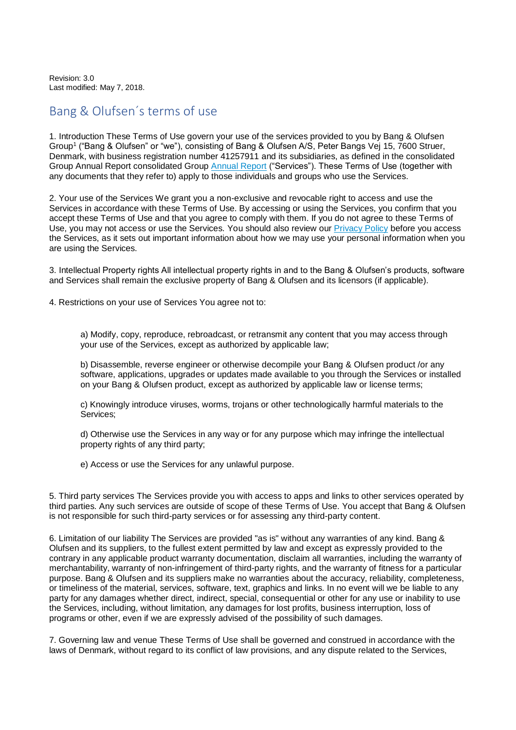Revision: 3.0
Last modified: May 7, 2018.

# Bang & Olufsen´s terms of use

1. Introduction These Terms of Use govern your use of the services provided to you by Bang & Olufsen Group[1] ("Bang & Olufsen" or "we"), consisting of Bang & Olufsen A/S, Peter Bangs Vej 15, 7600 Struer, Denmark, with business registration number 41257911 and its subsidiaries, as defined in the consolidated Group Annual Report consolidated Group [Annual Report]() ("Services"). These Terms of Use (together with any documents that they refer to) apply to those individuals and groups who use the Services.

2. Your use of the Services We grant you a non-exclusive and revocable right to access and use the Services in accordance with these Terms of Use. By accessing or using the Services, you confirm that you accept these Terms of Use and that you agree to comply with them. If you do not agree to these Terms of Use, you may not access or use the Services. You should also review our [Privacy Policy]() before you access the Services, as it sets out important information about how we may use your personal information when you are using the Services.

3. Intellectual Property rights All intellectual property rights in and to the Bang & Olufsen's products, software and Services shall remain the exclusive property of Bang & Olufsen and its licensors (if applicable).

4. Restrictions on your use of Services You agree not to:

> a) Modify, copy, reproduce, rebroadcast, or retransmit any content that you may access through your use of the Services, except as authorized by applicable law;
>
> b) Disassemble, reverse engineer or otherwise decompile your Bang & Olufsen product /or any software, applications, upgrades or updates made available to you through the Services or installed on your Bang & Olufsen product, except as authorized by applicable law or license terms;
>
> c) Knowingly introduce viruses, worms, trojans or other technologically harmful materials to the Services;
>
> d) Otherwise use the Services in any way or for any purpose which may infringe the intellectual property rights of any third party;
>
> e) Access or use the Services for any unlawful purpose.

5. Third party services The Services provide you with access to apps and links to other services operated by third parties. Any such services are outside of scope of these Terms of Use. You accept that Bang & Olufsen is not responsible for such third-party services or for assessing any third-party content.

6. Limitation of our liability The Services are provided "as is" without any warranties of any kind. Bang & Olufsen and its suppliers, to the fullest extent permitted by law and except as expressly provided to the contrary in any applicable product warranty documentation, disclaim all warranties, including the warranty of merchantability, warranty of non-infringement of third-party rights, and the warranty of fitness for a particular purpose. Bang & Olufsen and its suppliers make no warranties about the accuracy, reliability, completeness, or timeliness of the material, services, software, text, graphics and links. In no event will we be liable to any party for any damages whether direct, indirect, special, consequential or other for any use or inability to use the Services, including, without limitation, any damages for lost profits, business interruption, loss of programs or other, even if we are expressly advised of the possibility of such damages.

7. Governing law and venue These Terms of Use shall be governed and construed in accordance with the laws of Denmark, without regard to its conflict of law provisions, and any dispute related to the Services,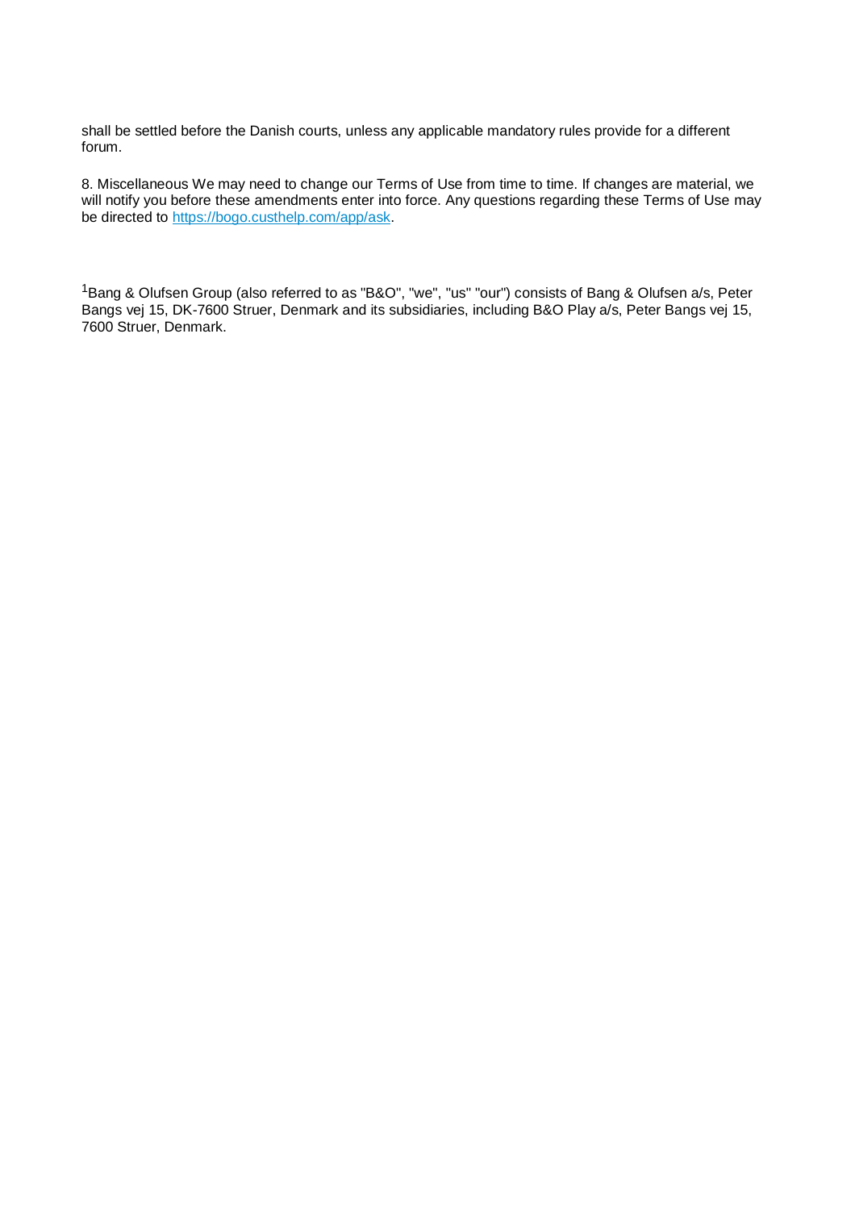shall be settled before the Danish courts, unless any applicable mandatory rules provide for a different forum.

8. Miscellaneous We may need to change our Terms of Use from time to time. If changes are material, we will notify you before these amendments enter into force. Any questions regarding these Terms of Use may be directed to [https://bogo.custhelp.com/app/ask](https://bogo.custhelp.com/app/ask).

[1]Bang & Olufsen Group (also referred to as "B&O", "we", "us" "our") consists of Bang & Olufsen a/s, Peter Bangs vej 15, DK-7600 Struer, Denmark and its subsidiaries, including B&O Play a/s, Peter Bangs vej 15, 7600 Struer, Denmark.